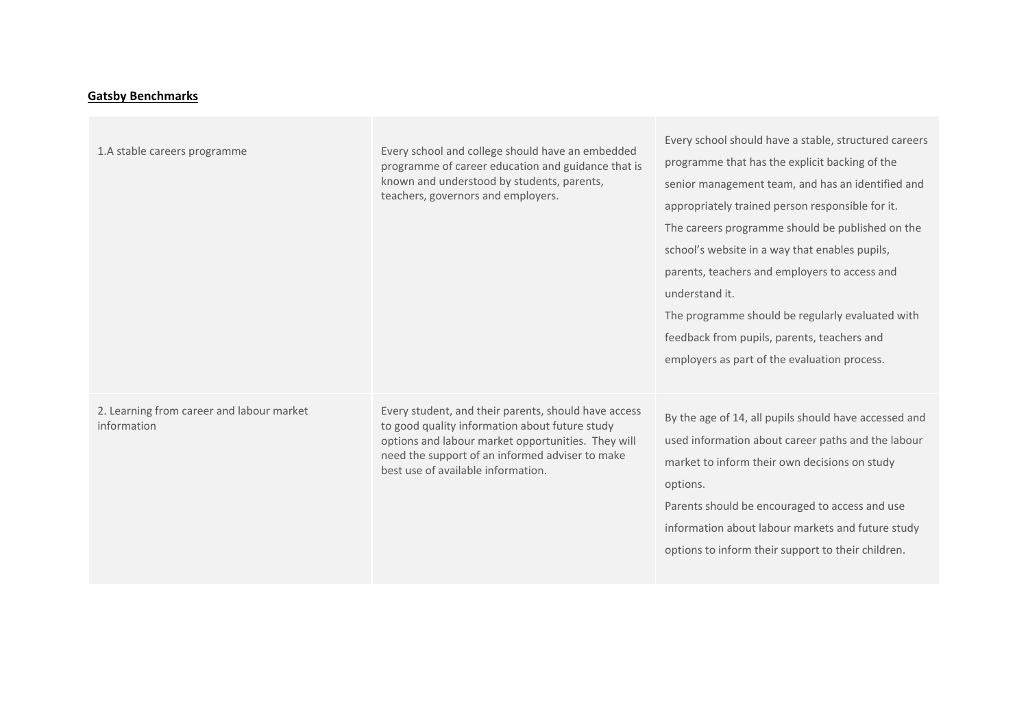**Gatsby Benchmarks**

| | | |
|---|---|---|
| 1.A stable careers programme | Every school and college should have an embedded programme of career education and guidance that is known and understood by students, parents, teachers, governors and employers. | Every school should have a stable, structured careers programme that has the explicit backing of the senior management team, and has an identified and appropriately trained person responsible for it.<br>The careers programme should be published on the school's website in a way that enables pupils, parents, teachers and employers to access and understand it.<br>The programme should be regularly evaluated with feedback from pupils, parents, teachers and employers as part of the evaluation process. |
| 2. Learning from career and labour market information | Every student, and their parents, should have access to good quality information about future study options and labour market opportunities. They will need the support of an informed adviser to make best use of available information. | By the age of 14, all pupils should have accessed and used information about career paths and the labour market to inform their own decisions on study options.<br>Parents should be encouraged to access and use information about labour markets and future study options to inform their support to their children. |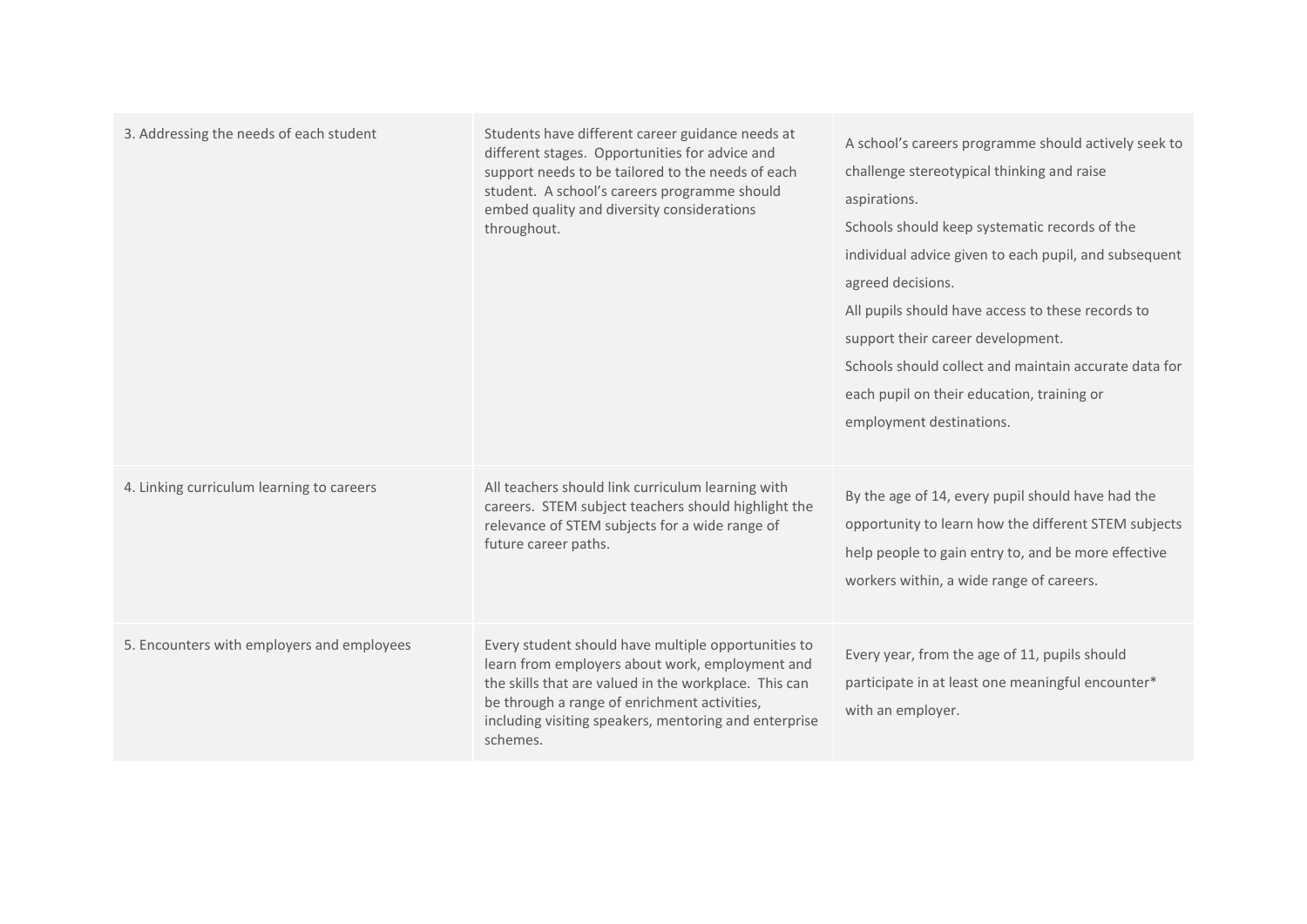| | | |
|---|---|---|
| 3. Addressing the needs of each student | Students have different career guidance needs at different stages. Opportunities for advice and support needs to be tailored to the needs of each student. A school's careers programme should embed quality and diversity considerations throughout. | A school's careers programme should actively seek to challenge stereotypical thinking and raise aspirations.<br>Schools should keep systematic records of the individual advice given to each pupil, and subsequent agreed decisions.<br>All pupils should have access to these records to support their career development.<br>Schools should collect and maintain accurate data for each pupil on their education, training or employment destinations. |
| 4. Linking curriculum learning to careers | All teachers should link curriculum learning with careers. STEM subject teachers should highlight the relevance of STEM subjects for a wide range of future career paths. | By the age of 14, every pupil should have had the opportunity to learn how the different STEM subjects help people to gain entry to, and be more effective workers within, a wide range of careers. |
| 5. Encounters with employers and employees | Every student should have multiple opportunities to learn from employers about work, employment and the skills that are valued in the workplace. This can be through a range of enrichment activities, including visiting speakers, mentoring and enterprise schemes. | Every year, from the age of 11, pupils should participate in at least one meaningful encounter* with an employer. |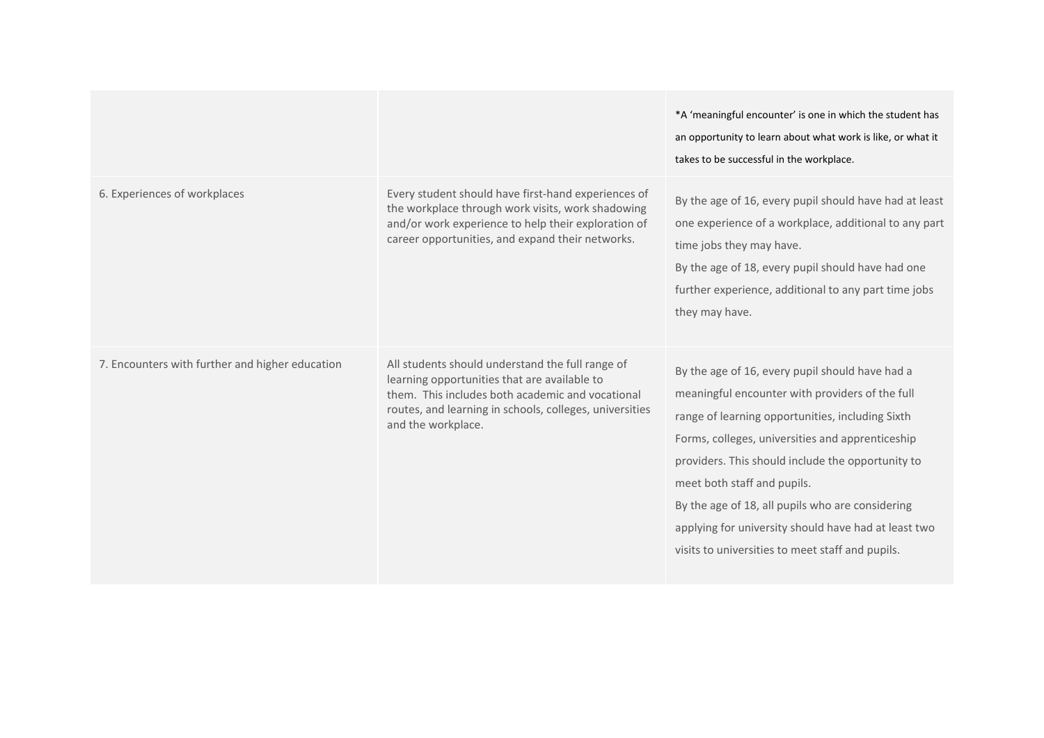| | | |
|---|---|---|
| | | *A 'meaningful encounter' is one in which the student has an opportunity to learn about what work is like, or what it takes to be successful in the workplace. |
| 6. Experiences of workplaces | Every student should have first-hand experiences of the workplace through work visits, work shadowing and/or work experience to help their exploration of career opportunities, and expand their networks. | By the age of 16, every pupil should have had at least one experience of a workplace, additional to any part time jobs they may have.<br>By the age of 18, every pupil should have had one further experience, additional to any part time jobs they may have. |
| 7. Encounters with further and higher education | All students should understand the full range of learning opportunities that are available to them. This includes both academic and vocational routes, and learning in schools, colleges, universities and the workplace. | By the age of 16, every pupil should have had a meaningful encounter with providers of the full range of learning opportunities, including Sixth Forms, colleges, universities and apprenticeship providers. This should include the opportunity to meet both staff and pupils.<br>By the age of 18, all pupils who are considering applying for university should have had at least two visits to universities to meet staff and pupils. |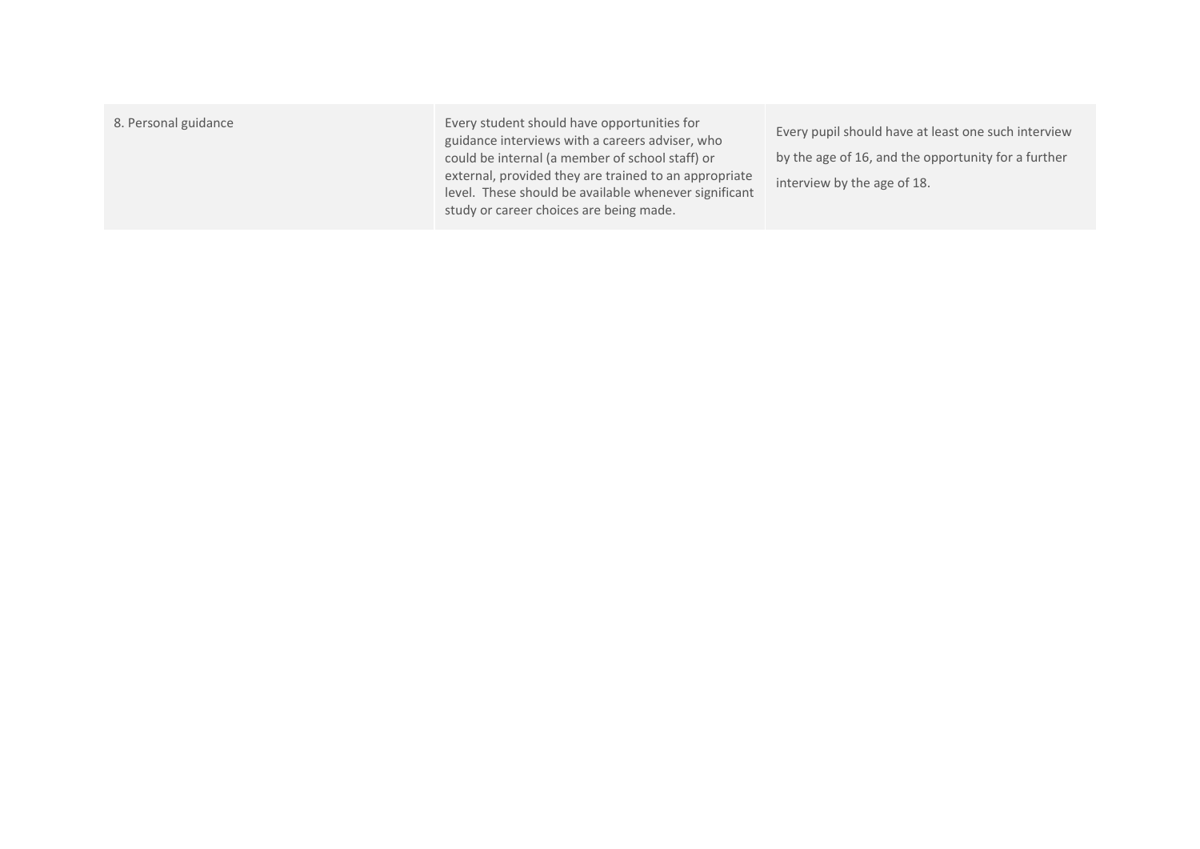| | | |
|---|---|---|
| 8. Personal guidance | Every student should have opportunities for guidance interviews with a careers adviser, who could be internal (a member of school staff) or external, provided they are trained to an appropriate level. These should be available whenever significant study or career choices are being made. | Every pupil should have at least one such interview by the age of 16, and the opportunity for a further interview by the age of 18. |